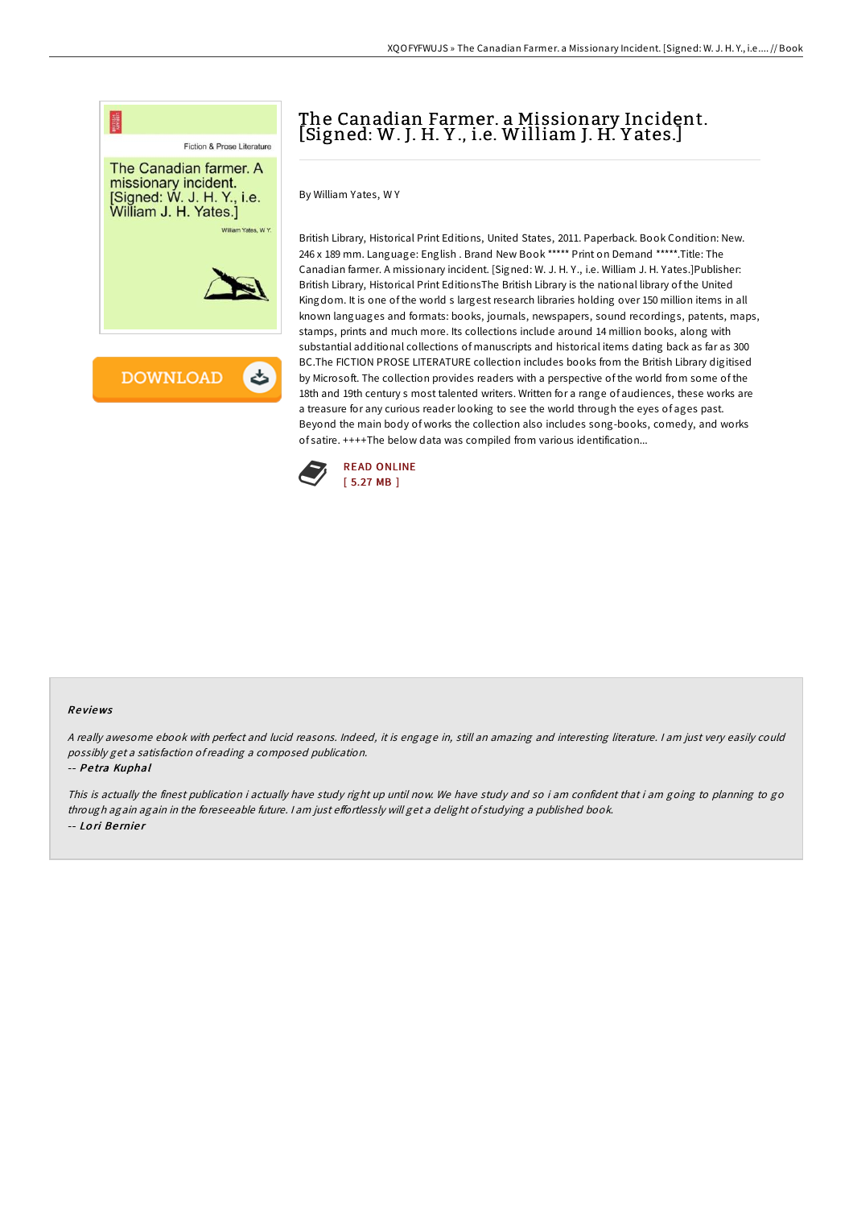# The Canadian Farmer. a Missionary Incident. [Signed: W. J. H. Y., i.e. William J. H. Yates.]

By William Yates, W Y

British Library, Historical Print Editions, United States, 2011. Paperback. Book Condition: New. 246 x 189 mm. Language: English . Brand New Book ***** Print on Demand *****.Title: The Canadian farmer. A missionary incident. [Signed: W. J. H. Y., i.e. William J. H. Yates.]Publisher: British Library, Historical Print EditionsThe British Library is the national library of the United Kingdom. It is one of the world s largest research libraries holding over 150 million items in all known languages and formats: books, journals, newspapers, sound recordings, patents, maps, stamps, prints and much more. Its collections include around 14 million books, along with substantial additional collections of manuscripts and historical items dating back as far as 300 BC.The FICTION PROSE LITERATURE collection includes books from the British Library digitised by Microsoft. The collection provides readers with a perspective of the world from some of the 18th and 19th century s most talented writers. Written for a range of audiences, these works are a treasure for any curious reader looking to see the world through the eyes of ages past. Beyond the main body of works the collection also includes song-books, comedy, and works of satire. ++++The below data was compiled from various identification...

READ ONLINE
[ 5.27 MB ]

### Reviews

*A really awesome ebook with perfect and lucid reasons. Indeed, it is engage in, still an amazing and interesting literature. I am just very easily could possibly get a satisfaction of reading a composed publication.*

-- *Petra Kuphal*

*This is actually the finest publication i actually have study right up until now. We have study and so i am confident that i am going to planning to go through again again in the foreseeable future. I am just effortlessly will get a delight of studying a published book.*

-- *Lori Bernier*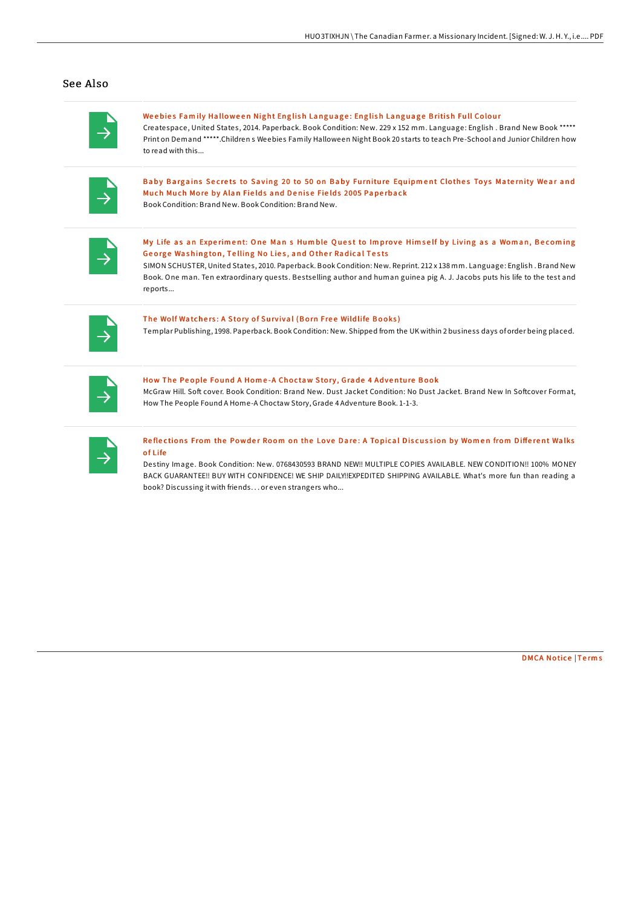## See Also

**Weebies Family Halloween Night English Language: English Language British Full Colour**

Createspace, United States, 2014. Paperback. Book Condition: New. 229 x 152 mm. Language: English . Brand New Book ***** Print on Demand *****.Children s Weebies Family Halloween Night Book 20 starts to teach Pre-School and Junior Children how to read with this...

**Baby Bargains Secrets to Saving 20 to 50 on Baby Furniture Equipment Clothes Toys Maternity Wear and Much Much More by Alan Fields and Denise Fields 2005 Paperback**

Book Condition: Brand New. Book Condition: Brand New.

**My Life as an Experiment: One Man s Humble Quest to Improve Himself by Living as a Woman, Becoming George Washington, Telling No Lies, and Other Radical Tests**

SIMON SCHUSTER, United States, 2010. Paperback. Book Condition: New. Reprint. 212 x 138 mm. Language: English . Brand New Book. One man. Ten extraordinary quests. Bestselling author and human guinea pig A. J. Jacobs puts his life to the test and reports...

**The Wolf Watchers: A Story of Survival (Born Free Wildlife Books)**

Templar Publishing, 1998. Paperback. Book Condition: New. Shipped from the UK within 2 business days of order being placed.

**How The People Found A Home-A Choctaw Story, Grade 4 Adventure Book**

McGraw Hill. Soft cover. Book Condition: Brand New. Dust Jacket Condition: No Dust Jacket. Brand New In Softcover Format, How The People Found A Home-A Choctaw Story, Grade 4 Adventure Book. 1-1-3.

**Reflections From the Powder Room on the Love Dare: A Topical Discussion by Women from Different Walks of Life**

Destiny Image. Book Condition: New. 0768430593 BRAND NEW!! MULTIPLE COPIES AVAILABLE. NEW CONDITION!! 100% MONEY BACK GUARANTEE!! BUY WITH CONFIDENCE! WE SHIP DAILY!!EXPEDITED SHIPPING AVAILABLE. What's more fun than reading a book? Discussing it with friends. . . or even strangers who...